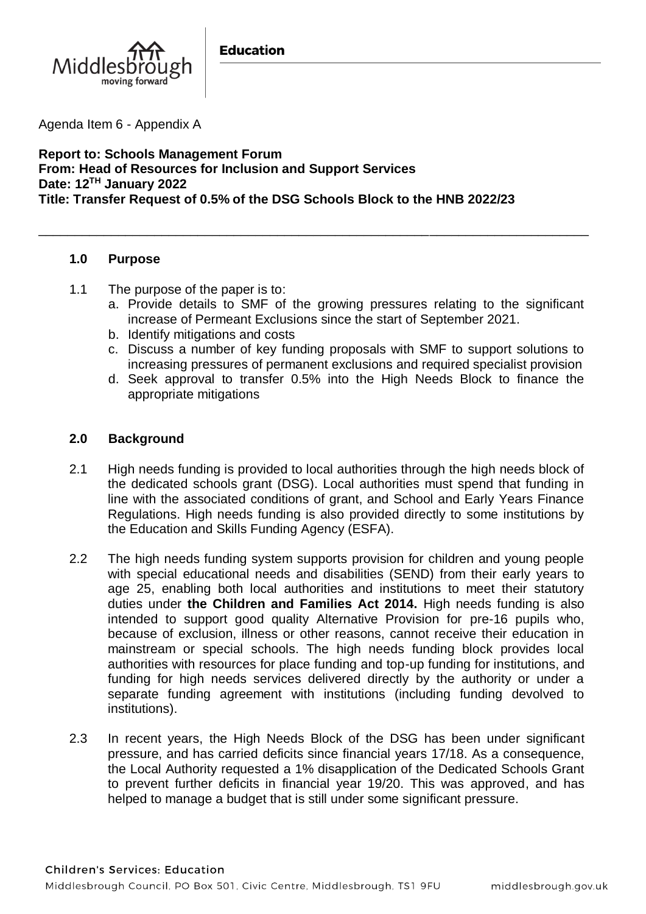Education

Agenda Item 6 - Appendix A

**Report to: Schools Management Forum**
**From: Head of Resources for Inclusion and Support Services**
**Date: 12TH January 2022**
**Title: Transfer Request of 0.5% of the DSG Schools Block to the HNB 2022/23**

---

## 1.0 Purpose

1.1 The purpose of the paper is to:

a. Provide details to SMF of the growing pressures relating to the significant increase of Permeant Exclusions since the start of September 2021.
b. Identify mitigations and costs
c. Discuss a number of key funding proposals with SMF to support solutions to increasing pressures of permanent exclusions and required specialist provision
d. Seek approval to transfer 0.5% into the High Needs Block to finance the appropriate mitigations

## 2.0 Background

2.1 High needs funding is provided to local authorities through the high needs block of the dedicated schools grant (DSG). Local authorities must spend that funding in line with the associated conditions of grant, and School and Early Years Finance Regulations. High needs funding is also provided directly to some institutions by the Education and Skills Funding Agency (ESFA).

2.2 The high needs funding system supports provision for children and young people with special educational needs and disabilities (SEND) from their early years to age 25, enabling both local authorities and institutions to meet their statutory duties under **the Children and Families Act 2014.** High needs funding is also intended to support good quality Alternative Provision for pre-16 pupils who, because of exclusion, illness or other reasons, cannot receive their education in mainstream or special schools. The high needs funding block provides local authorities with resources for place funding and top-up funding for institutions, and funding for high needs services delivered directly by the authority or under a separate funding agreement with institutions (including funding devolved to institutions).

2.3 In recent years, the High Needs Block of the DSG has been under significant pressure, and has carried deficits since financial years 17/18. As a consequence, the Local Authority requested a 1% disapplication of the Dedicated Schools Grant to prevent further deficits in financial year 19/20. This was approved, and has helped to manage a budget that is still under some significant pressure.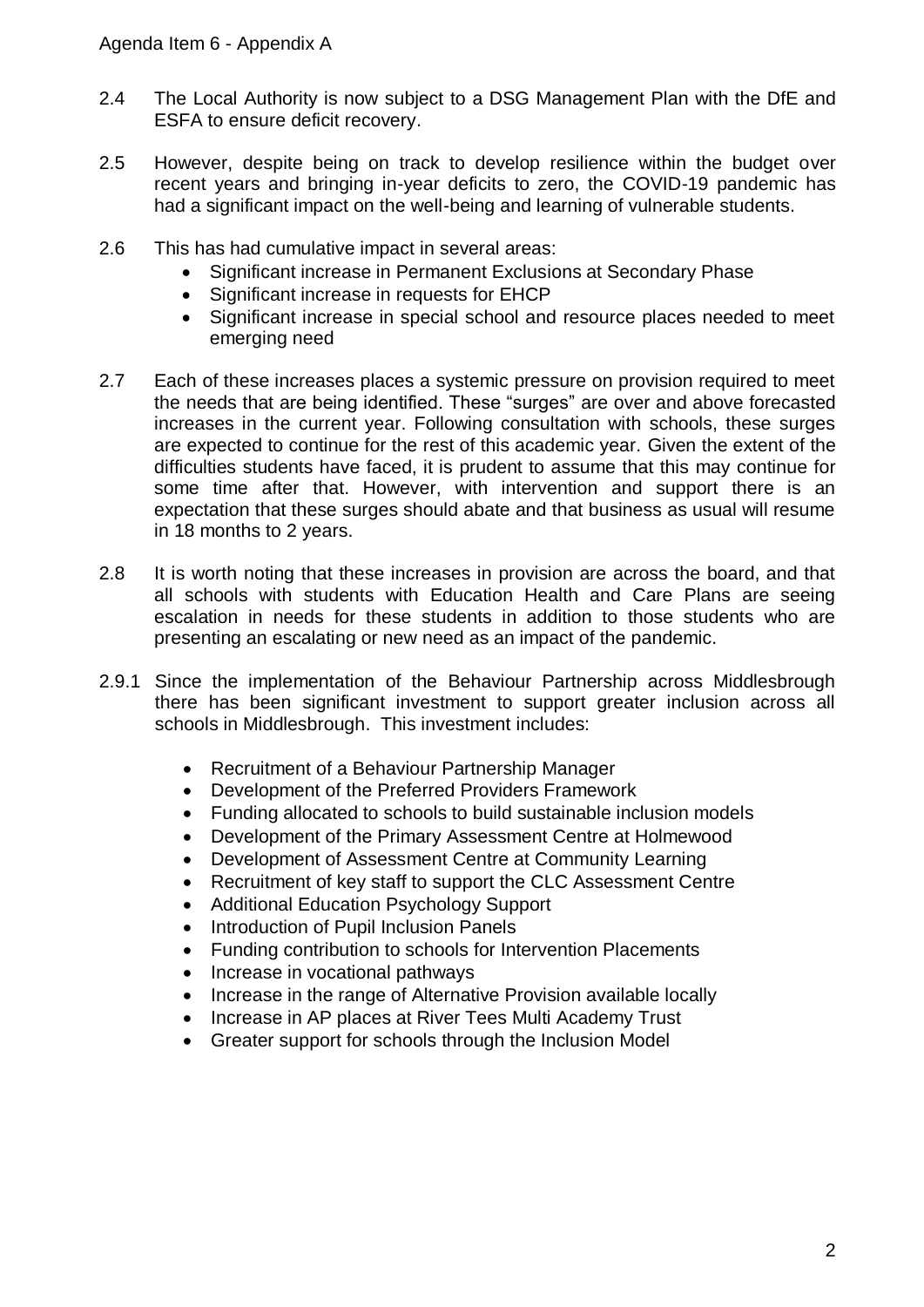2.4 The Local Authority is now subject to a DSG Management Plan with the DfE and ESFA to ensure deficit recovery.

2.5 However, despite being on track to develop resilience within the budget over recent years and bringing in-year deficits to zero, the COVID-19 pandemic has had a significant impact on the well-being and learning of vulnerable students.

2.6 This has had cumulative impact in several areas:

- Significant increase in Permanent Exclusions at Secondary Phase
- Significant increase in requests for EHCP
- Significant increase in special school and resource places needed to meet emerging need

2.7 Each of these increases places a systemic pressure on provision required to meet the needs that are being identified. These "surges" are over and above forecasted increases in the current year. Following consultation with schools, these surges are expected to continue for the rest of this academic year. Given the extent of the difficulties students have faced, it is prudent to assume that this may continue for some time after that. However, with intervention and support there is an expectation that these surges should abate and that business as usual will resume in 18 months to 2 years.

2.8 It is worth noting that these increases in provision are across the board, and that all schools with students with Education Health and Care Plans are seeing escalation in needs for these students in addition to those students who are presenting an escalating or new need as an impact of the pandemic.

2.9.1 Since the implementation of the Behaviour Partnership across Middlesbrough there has been significant investment to support greater inclusion across all schools in Middlesbrough. This investment includes:

- Recruitment of a Behaviour Partnership Manager
- Development of the Preferred Providers Framework
- Funding allocated to schools to build sustainable inclusion models
- Development of the Primary Assessment Centre at Holmewood
- Development of Assessment Centre at Community Learning
- Recruitment of key staff to support the CLC Assessment Centre
- Additional Education Psychology Support
- Introduction of Pupil Inclusion Panels
- Funding contribution to schools for Intervention Placements
- Increase in vocational pathways
- Increase in the range of Alternative Provision available locally
- Increase in AP places at River Tees Multi Academy Trust
- Greater support for schools through the Inclusion Model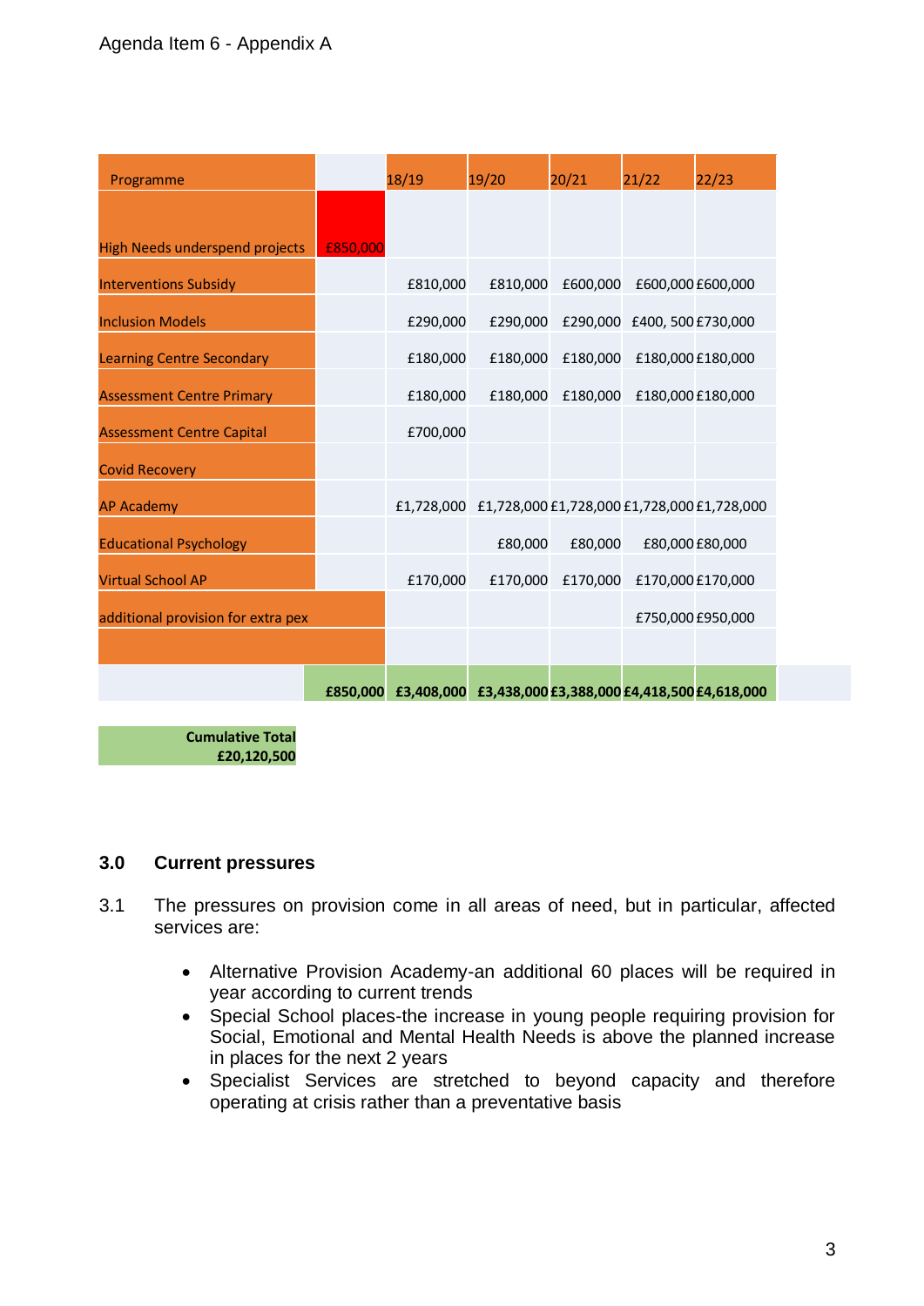| Programme | | 18/19 | 19/20 | 20/21 | 21/22 | 22/23 |
|---|---|---|---|---|---|---|
| High Needs underspend projects | £850,000 | | | | | |
| Interventions Subsidy | | £810,000 | £810,000 | £600,000 | £600,000 | £600,000 |
| Inclusion Models | | £290,000 | £290,000 | £290,000 | £400, 500 | £730,000 |
| Learning Centre Secondary | | £180,000 | £180,000 | £180,000 | £180,000 | £180,000 |
| Assessment Centre Primary | | £180,000 | £180,000 | £180,000 | £180,000 | £180,000 |
| Assessment Centre Capital | | £700,000 | | | | |
| Covid Recovery | | | | | | |
| AP Academy | | £1,728,000 | £1,728,000 | £1,728,000 | £1,728,000 | £1,728,000 |
| Educational Psychology | | | £80,000 | £80,000 | £80,000 | £80,000 |
| Virtual School AP | | £170,000 | £170,000 | £170,000 | £170,000 | £170,000 |
| additional provision for extra pex | | | | | £750,000 | £950,000 |
| | | | | | | |
| | **£850,000** | **£3,408,000** | **£3,438,000** | **£3,388,000** | **£4,418,500** | **£4,618,000** |

**Cumulative Total £20,120,500**

## 3.0 Current pressures

3.1 The pressures on provision come in all areas of need, but in particular, affected services are:

- Alternative Provision Academy-an additional 60 places will be required in year according to current trends
- Special School places-the increase in young people requiring provision for Social, Emotional and Mental Health Needs is above the planned increase in places for the next 2 years
- Specialist Services are stretched to beyond capacity and therefore operating at crisis rather than a preventative basis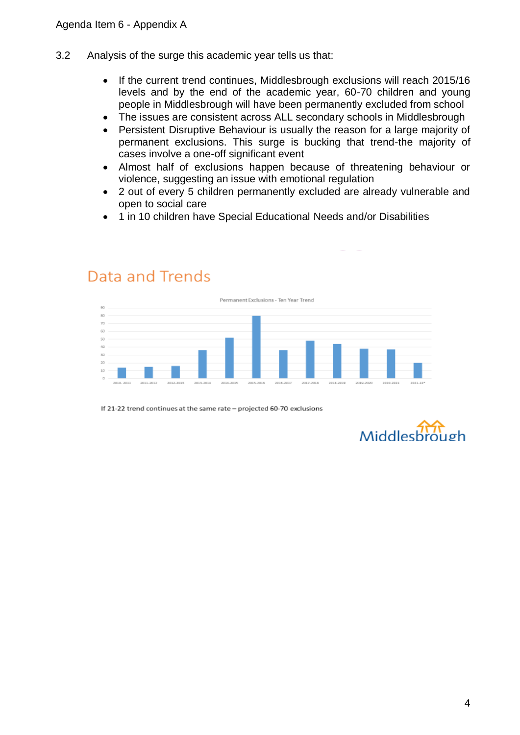3.2 Analysis of the surge this academic year tells us that:

- If the current trend continues, Middlesbrough exclusions will reach 2015/16 levels and by the end of the academic year, 60-70 children and young people in Middlesbrough will have been permanently excluded from school
- The issues are consistent across ALL secondary schools in Middlesbrough
- Persistent Disruptive Behaviour is usually the reason for a large majority of permanent exclusions. This surge is bucking that trend-the majority of cases involve a one-off significant event
- Almost half of exclusions happen because of threatening behaviour or violence, suggesting an issue with emotional regulation
- 2 out of every 5 children permanently excluded are already vulnerable and open to social care
- 1 in 10 children have Special Educational Needs and/or Disabilities

## Data and Trends

Permanent Exclusions - Ten Year Trend

If 21-22 trend continues at the same rate – projected 60-70 exclusions

Middlesbrough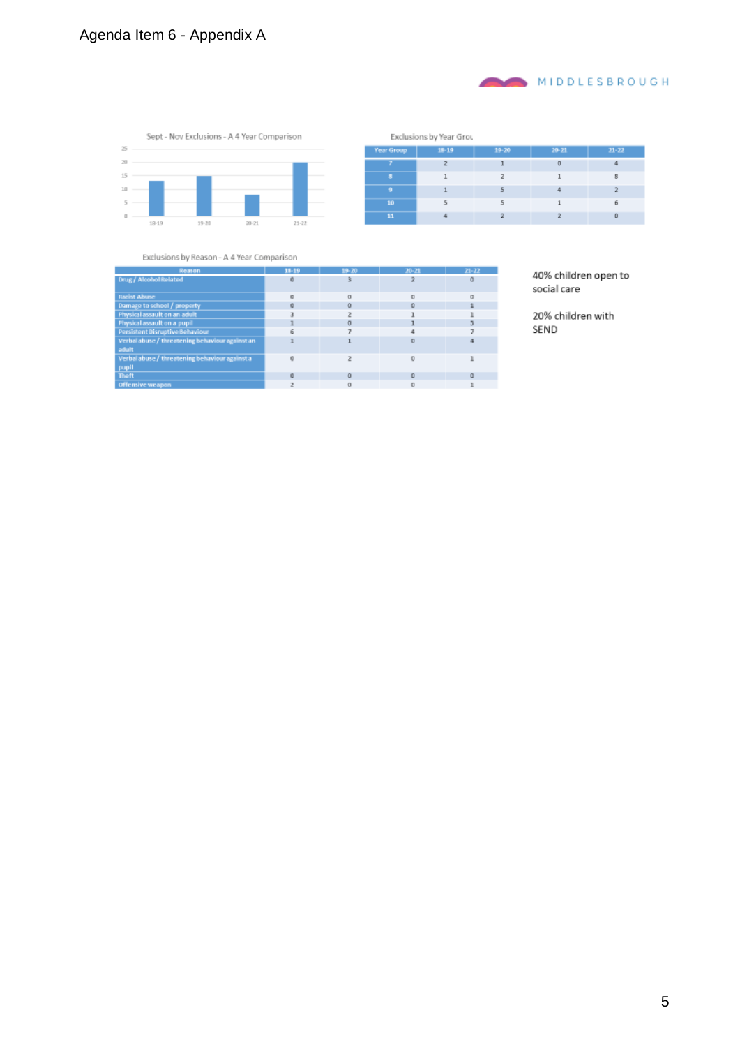Agenda Item 6 - Appendix A

MIDDLESBROUGH

Sept - Nov Exclusions - A 4 Year Comparison

| Year | Exclusions |
|---|---|
| 18-19 | 13 |
| 19-20 | 15 |
| 20-21 | 8 |
| 21-22 | 20 |

Exclusions by Year Grou

| Year Group | 18-19 | 19-20 | 20-21 | 21-22 |
|---|---|---|---|---|
| 7 | 2 | 1 | 0 | 4 |
| 8 | 1 | 2 | 1 | 8 |
| 9 | 1 | 5 | 4 | 2 |
| 10 | 5 | 5 | 1 | 6 |
| 11 | 4 | 2 | 2 | 0 |

Exclusions by Reason - A 4 Year Comparison

| Reason | 18-19 | 19-20 | 20-21 | 21-22 |
|---|---|---|---|---|
| Drug / Alcohol Related | 0 | 3 | 2 | 0 |
| Racist Abuse | 0 | 0 | 0 | 0 |
| Damage to school / property | 0 | 0 | 0 | 1 |
| Physical assault on an adult | 3 | 2 | 1 | 1 |
| Physical assault on a pupil | 1 | 0 | 1 | 5 |
| Persistent Disruptive Behaviour | 6 | 7 | 4 | 7 |
| Verbal abuse / threatening behaviour against an adult | 1 | 1 | 0 | 4 |
| Verbal abuse / threatening behaviour against a pupil | 0 | 2 | 0 | 1 |
| Theft | 0 | 0 | 0 | 0 |
| Offensive weapon | 2 | 0 | 0 | 1 |

40% children open to social care

20% children with SEND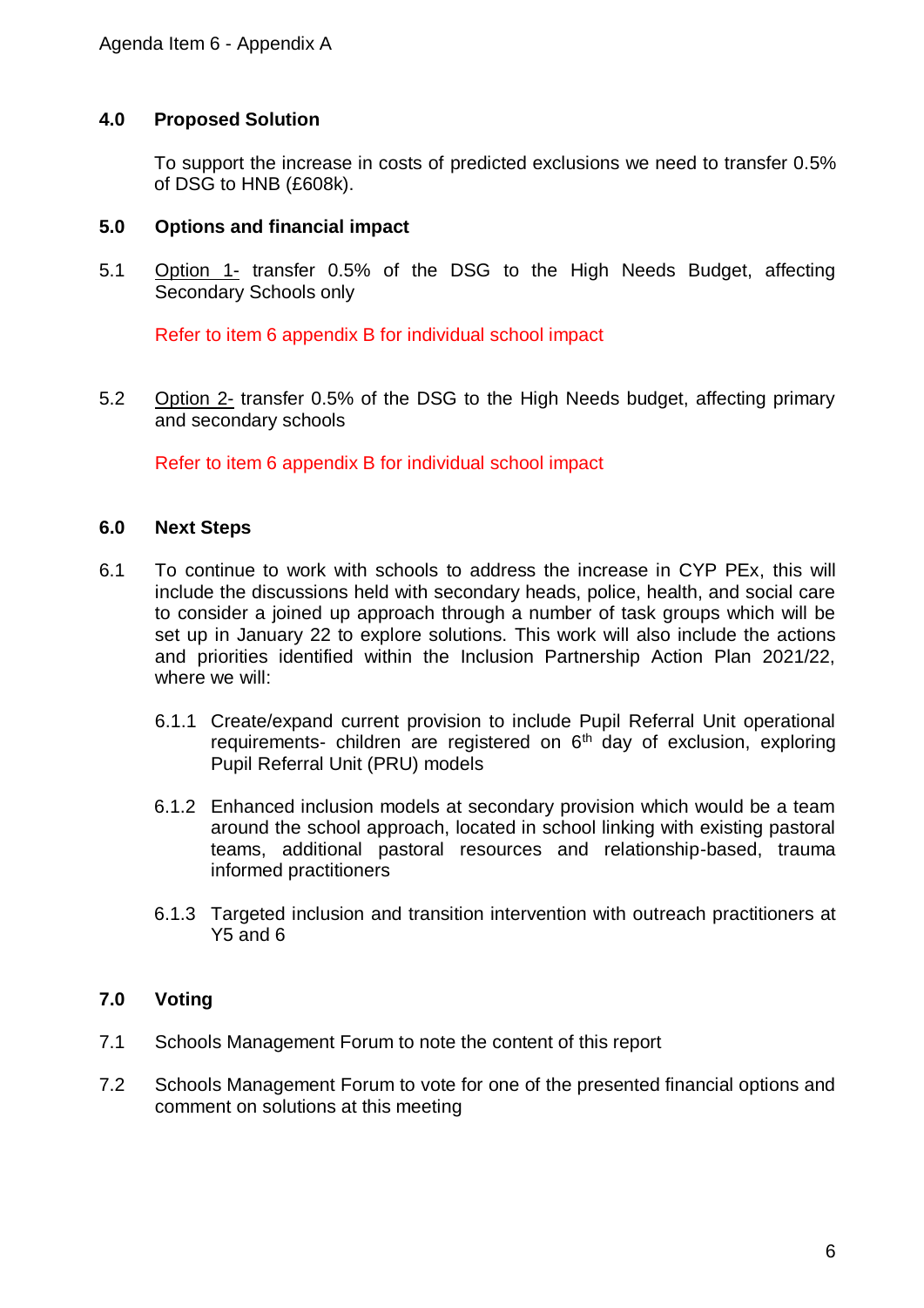Agenda Item 6 - Appendix A

## 4.0 Proposed Solution

To support the increase in costs of predicted exclusions we need to transfer 0.5% of DSG to HNB (£608k).

## 5.0 Options and financial impact

5.1 Option 1- transfer 0.5% of the DSG to the High Needs Budget, affecting Secondary Schools only

Refer to item 6 appendix B for individual school impact

5.2 Option 2- transfer 0.5% of the DSG to the High Needs budget, affecting primary and secondary schools

Refer to item 6 appendix B for individual school impact

## 6.0 Next Steps

6.1 To continue to work with schools to address the increase in CYP PEx, this will include the discussions held with secondary heads, police, health, and social care to consider a joined up approach through a number of task groups which will be set up in January 22 to explore solutions. This work will also include the actions and priorities identified within the Inclusion Partnership Action Plan 2021/22, where we will:

6.1.1 Create/expand current provision to include Pupil Referral Unit operational requirements- children are registered on 6th day of exclusion, exploring Pupil Referral Unit (PRU) models

6.1.2 Enhanced inclusion models at secondary provision which would be a team around the school approach, located in school linking with existing pastoral teams, additional pastoral resources and relationship-based, trauma informed practitioners

6.1.3 Targeted inclusion and transition intervention with outreach practitioners at Y5 and 6

## 7.0 Voting

7.1 Schools Management Forum to note the content of this report

7.2 Schools Management Forum to vote for one of the presented financial options and comment on solutions at this meeting